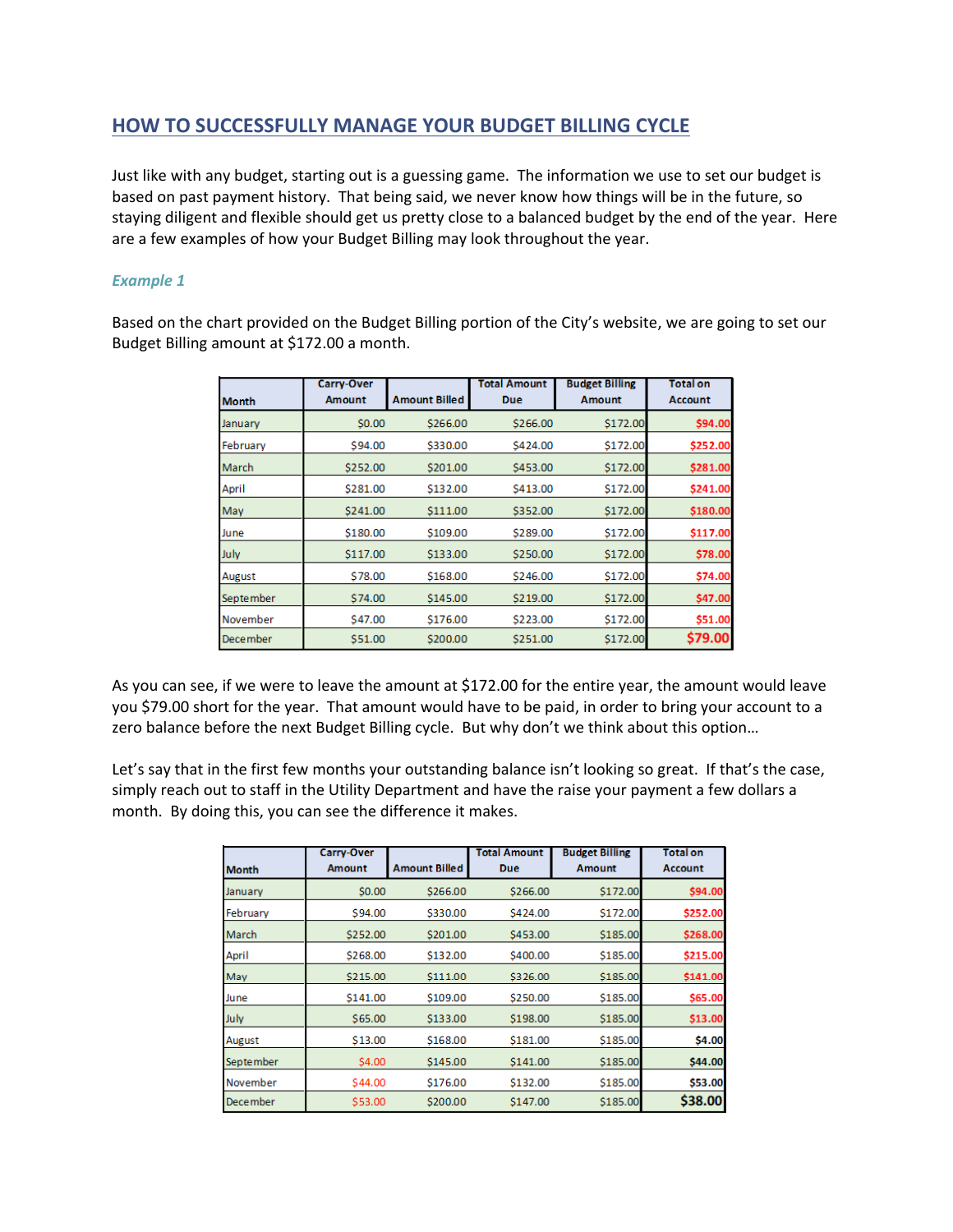## HOW TO SUCCESSFULLY MANAGE YOUR BUDGET BILLING CYCLE

Just like with any budget, starting out is a guessing game. The information we use to set our budget is based on past payment history. That being said, we never know how things will be in the future, so staying diligent and flexible should get us pretty close to a balanced budget by the end of the year. Here are a few examples of how your Budget Billing may look throughout the year.

### *Example 1*

Based on the chart provided on the Budget Billing portion of the City's website, we are going to set our Budget Billing amount at $172.00 a month.

| Month | Carry-Over Amount | Amount Billed | Total Amount Due | Budget Billing Amount | Total on Account |
|---|---|---|---|---|---|
| January | $0.00 | $266.00 | $266.00 | $172.00 | $94.00 |
| February | $94.00 | $330.00 | $424.00 | $172.00 | $252.00 |
| March | $252.00 | $201.00 | $453.00 | $172.00 | $281.00 |
| April | $281.00 | $132.00 | $413.00 | $172.00 | $241.00 |
| May | $241.00 | $111.00 | $352.00 | $172.00 | $180.00 |
| June | $180.00 | $109.00 | $289.00 | $172.00 | $117.00 |
| July | $117.00 | $133.00 | $250.00 | $172.00 | $78.00 |
| August | $78.00 | $168.00 | $246.00 | $172.00 | $74.00 |
| September | $74.00 | $145.00 | $219.00 | $172.00 | $47.00 |
| November | $47.00 | $176.00 | $223.00 | $172.00 | $51.00 |
| December | $51.00 | $200.00 | $251.00 | $172.00 | **$79.00** |

As you can see, if we were to leave the amount at $172.00 for the entire year, the amount would leave you $79.00 short for the year. That amount would have to be paid, in order to bring your account to a zero balance before the next Budget Billing cycle. But why don't we think about this option…

Let's say that in the first few months your outstanding balance isn't looking so great. If that's the case, simply reach out to staff in the Utility Department and have the raise your payment a few dollars a month. By doing this, you can see the difference it makes.

| Month | Carry-Over Amount | Amount Billed | Total Amount Due | Budget Billing Amount | Total on Account |
|---|---|---|---|---|---|
| January | $0.00 | $266.00 | $266.00 | $172.00 | $94.00 |
| February | $94.00 | $330.00 | $424.00 | $172.00 | $252.00 |
| March | $252.00 | $201.00 | $453.00 | $185.00 | $268.00 |
| April | $268.00 | $132.00 | $400.00 | $185.00 | $215.00 |
| May | $215.00 | $111.00 | $326.00 | $185.00 | $141.00 |
| June | $141.00 | $109.00 | $250.00 | $185.00 | $65.00 |
| July | $65.00 | $133.00 | $198.00 | $185.00 | $13.00 |
| August | $13.00 | $168.00 | $181.00 | $185.00 | $4.00 |
| September | $4.00 | $145.00 | $141.00 | $185.00 | $44.00 |
| November | $44.00 | $176.00 | $132.00 | $185.00 | $53.00 |
| December | $53.00 | $200.00 | $147.00 | $185.00 | **$38.00** |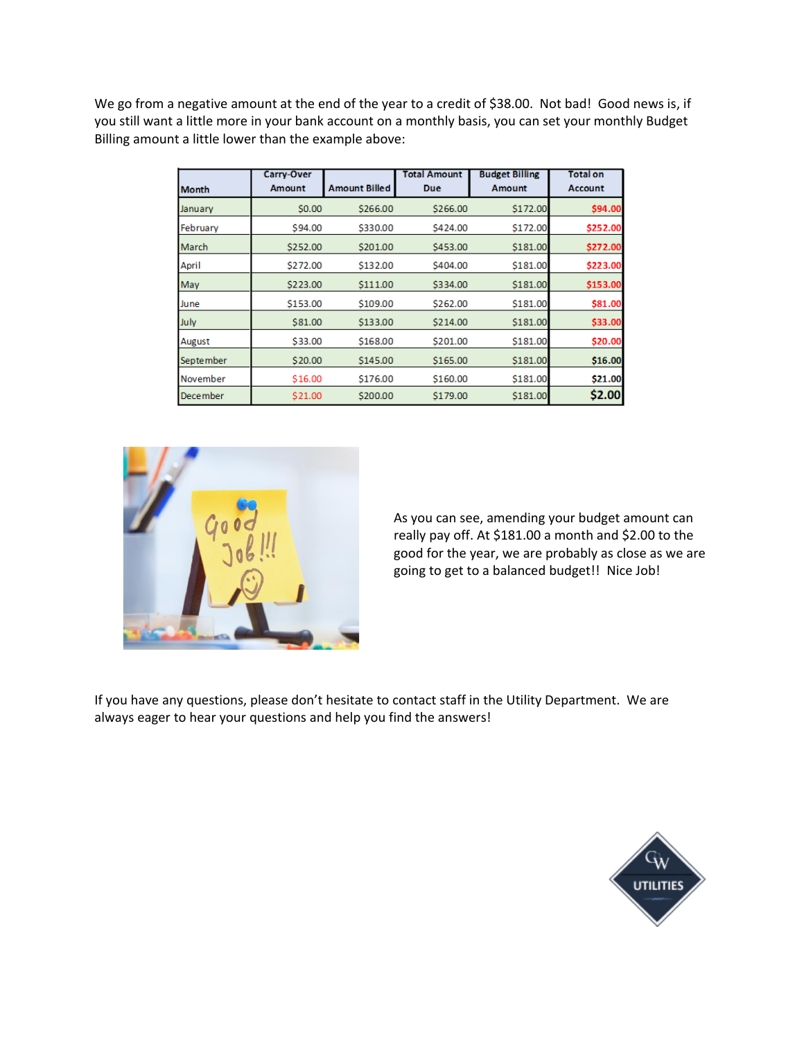We go from a negative amount at the end of the year to a credit of $38.00. Not bad! Good news is, if you still want a little more in your bank account on a monthly basis, you can set your monthly Budget Billing amount a little lower than the example above:

| Month | Carry-Over Amount | Amount Billed | Total Amount Due | Budget Billing Amount | Total on Account |
|---|---|---|---|---|---|
| January | $0.00 | $266.00 | $266.00 | $172.00 | $94.00 |
| February | $94.00 | $330.00 | $424.00 | $172.00 | $252.00 |
| March | $252.00 | $201.00 | $453.00 | $181.00 | $272.00 |
| April | $272.00 | $132.00 | $404.00 | $181.00 | $223.00 |
| May | $223.00 | $111.00 | $334.00 | $181.00 | $153.00 |
| June | $153.00 | $109.00 | $262.00 | $181.00 | $81.00 |
| July | $81.00 | $133.00 | $214.00 | $181.00 | $33.00 |
| August | $33.00 | $168.00 | $201.00 | $181.00 | $20.00 |
| September | $20.00 | $145.00 | $165.00 | $181.00 | $16.00 |
| November | $16.00 | $176.00 | $160.00 | $181.00 | $21.00 |
| December | $21.00 | $200.00 | $179.00 | $181.00 | $2.00 |

As you can see, amending your budget amount can really pay off. At $181.00 a month and $2.00 to the good for the year, we are probably as close as we are going to get to a balanced budget!! Nice Job!

If you have any questions, please don't hesitate to contact staff in the Utility Department. We are always eager to hear your questions and help you find the answers!